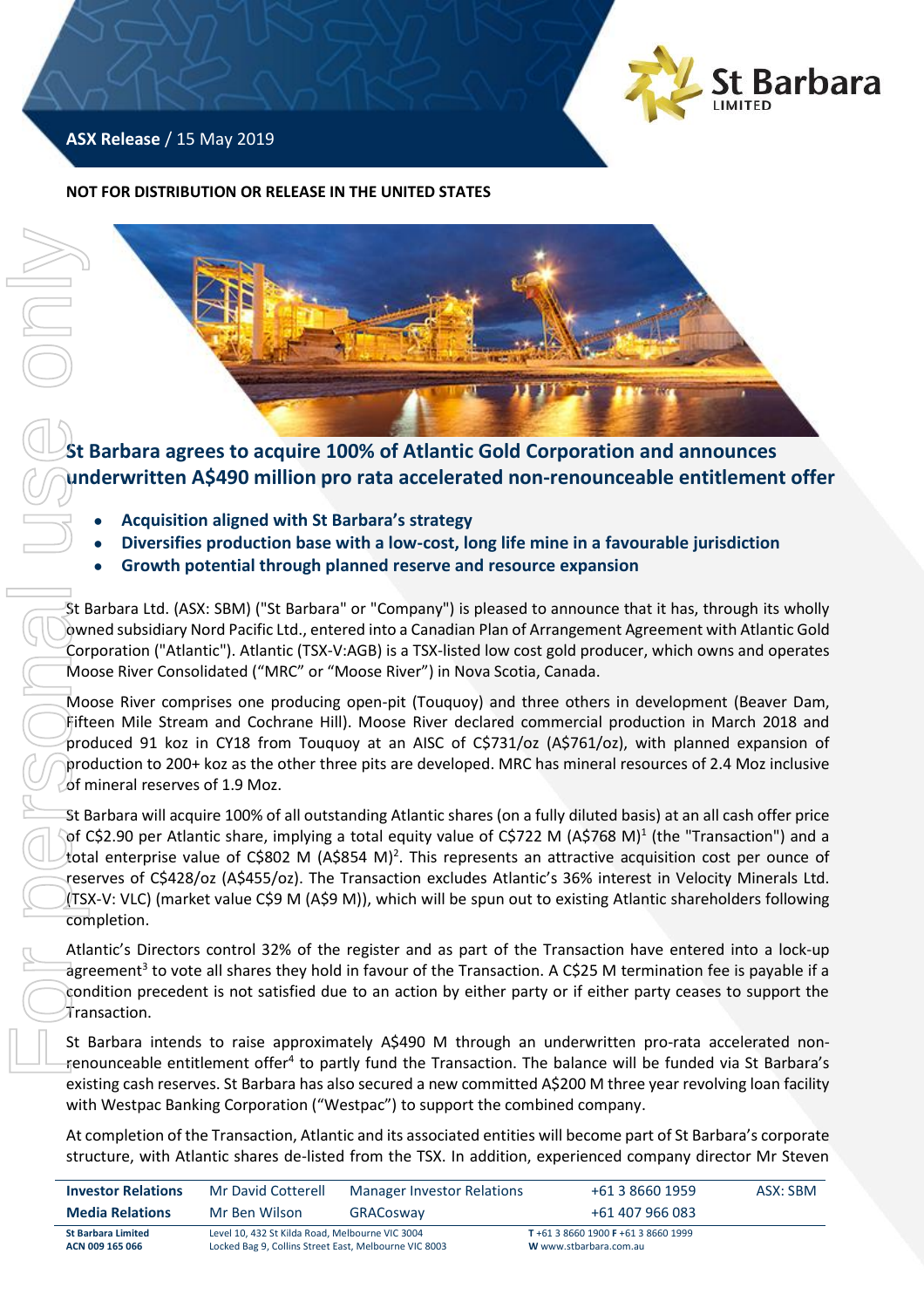**ASX Release** / 15 May 2019

**NOT FOR DISTRIBUTION OR RELEASE IN THE UNITED STATES**

# St Barbara agrees to acquire 100% of Atlantic Gold Corporation and announces underwritten A$490 million pro rata accelerated non-renounceable entitlement offer

- **Acquisition aligned with St Barbara's strategy**
- **Diversifies production base with a low-cost, long life mine in a favourable jurisdiction**
- **Growth potential through planned reserve and resource expansion**

St Barbara Ltd. (ASX: SBM) ("St Barbara" or "Company") is pleased to announce that it has, through its wholly owned subsidiary Nord Pacific Ltd., entered into a Canadian Plan of Arrangement Agreement with Atlantic Gold Corporation ("Atlantic"). Atlantic (TSX-V:AGB) is a TSX-listed low cost gold producer, which owns and operates Moose River Consolidated ("MRC" or "Moose River") in Nova Scotia, Canada.

Moose River comprises one producing open-pit (Touquoy) and three others in development (Beaver Dam, Fifteen Mile Stream and Cochrane Hill). Moose River declared commercial production in March 2018 and produced 91 koz in CY18 from Touquoy at an AISC of C$731/oz (A$761/oz), with planned expansion of production to 200+ koz as the other three pits are developed. MRC has mineral resources of 2.4 Moz inclusive of mineral reserves of 1.9 Moz.

St Barbara will acquire 100% of all outstanding Atlantic shares (on a fully diluted basis) at an all cash offer price of C$2.90 per Atlantic share, implying a total equity value of C$722 M (A$768 M)[1] (the "Transaction") and a total enterprise value of C$802 M (A$854 M)[2]. This represents an attractive acquisition cost per ounce of reserves of C$428/oz (A$455/oz). The Transaction excludes Atlantic's 36% interest in Velocity Minerals Ltd. (TSX-V: VLC) (market value C$9 M (A$9 M)), which will be spun out to existing Atlantic shareholders following completion.

Atlantic's Directors control 32% of the register and as part of the Transaction have entered into a lock-up agreement[3] to vote all shares they hold in favour of the Transaction. A C$25 M termination fee is payable if a condition precedent is not satisfied due to an action by either party or if either party ceases to support the Transaction.

St Barbara intends to raise approximately A$490 M through an underwritten pro-rata accelerated non-renounceable entitlement offer[4] to partly fund the Transaction. The balance will be funded via St Barbara's existing cash reserves. St Barbara has also secured a new committed A$200 M three year revolving loan facility with Westpac Banking Corporation ("Westpac") to support the combined company.

At completion of the Transaction, Atlantic and its associated entities will become part of St Barbara's corporate structure, with Atlantic shares de-listed from the TSX. In addition, experienced company director Mr Steven

| | | | | |
|---|---|---|---|---|
| **Investor Relations** | Mr David Cotterell | Manager Investor Relations | +61 3 8660 1959 | ASX: SBM |
| **Media Relations** | Mr Ben Wilson | GRACosway | +61 407 966 083 | |

**St Barbara Limited** ACN 009 165 066 — Level 10, 432 St Kilda Road, Melbourne VIC 3004; Locked Bag 9, Collins Street East, Melbourne VIC 8003 — **T** +61 3 8660 1900 **F** +61 3 8660 1999 **W** www.stbarbara.com.au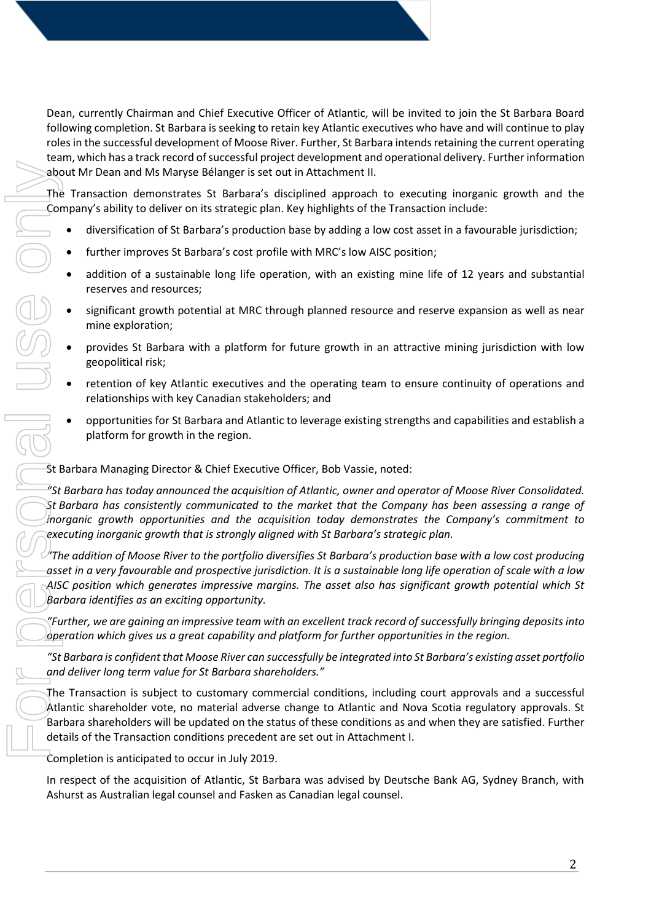Dean, currently Chairman and Chief Executive Officer of Atlantic, will be invited to join the St Barbara Board following completion. St Barbara is seeking to retain key Atlantic executives who have and will continue to play roles in the successful development of Moose River. Further, St Barbara intends retaining the current operating team, which has a track record of successful project development and operational delivery. Further information about Mr Dean and Ms Maryse Bélanger is set out in Attachment II.

The Transaction demonstrates St Barbara's disciplined approach to executing inorganic growth and the Company's ability to deliver on its strategic plan. Key highlights of the Transaction include:

- diversification of St Barbara's production base by adding a low cost asset in a favourable jurisdiction;
- further improves St Barbara's cost profile with MRC's low AISC position;
- addition of a sustainable long life operation, with an existing mine life of 12 years and substantial reserves and resources;
- significant growth potential at MRC through planned resource and reserve expansion as well as near mine exploration;
- provides St Barbara with a platform for future growth in an attractive mining jurisdiction with low geopolitical risk;
- retention of key Atlantic executives and the operating team to ensure continuity of operations and relationships with key Canadian stakeholders; and
- opportunities for St Barbara and Atlantic to leverage existing strengths and capabilities and establish a platform for growth in the region.

St Barbara Managing Director & Chief Executive Officer, Bob Vassie, noted:

*"St Barbara has today announced the acquisition of Atlantic, owner and operator of Moose River Consolidated. St Barbara has consistently communicated to the market that the Company has been assessing a range of inorganic growth opportunities and the acquisition today demonstrates the Company's commitment to executing inorganic growth that is strongly aligned with St Barbara's strategic plan.*

*"The addition of Moose River to the portfolio diversifies St Barbara's production base with a low cost producing asset in a very favourable and prospective jurisdiction. It is a sustainable long life operation of scale with a low AISC position which generates impressive margins. The asset also has significant growth potential which St Barbara identifies as an exciting opportunity.*

*"Further, we are gaining an impressive team with an excellent track record of successfully bringing deposits into operation which gives us a great capability and platform for further opportunities in the region.*

*"St Barbara is confident that Moose River can successfully be integrated into St Barbara's existing asset portfolio and deliver long term value for St Barbara shareholders."*

The Transaction is subject to customary commercial conditions, including court approvals and a successful Atlantic shareholder vote, no material adverse change to Atlantic and Nova Scotia regulatory approvals. St Barbara shareholders will be updated on the status of these conditions as and when they are satisfied. Further details of the Transaction conditions precedent are set out in Attachment I.

Completion is anticipated to occur in July 2019.

In respect of the acquisition of Atlantic, St Barbara was advised by Deutsche Bank AG, Sydney Branch, with Ashurst as Australian legal counsel and Fasken as Canadian legal counsel.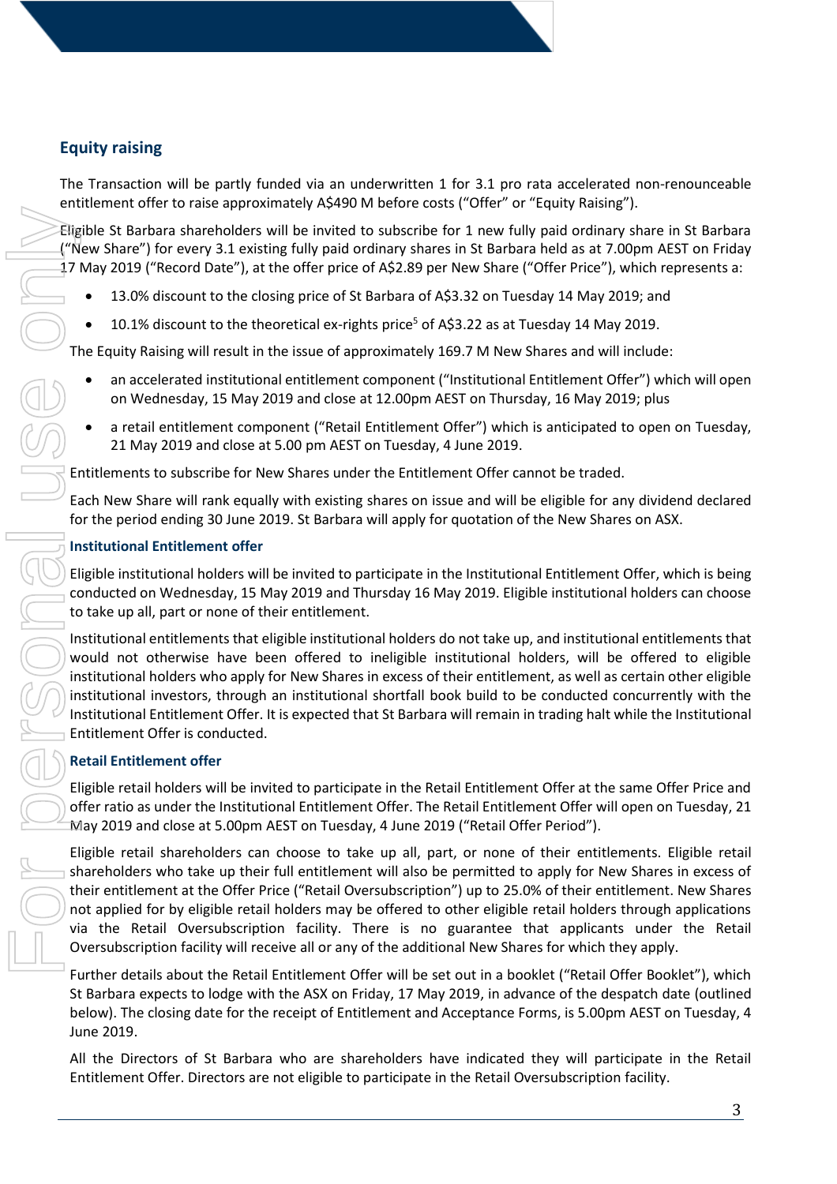## Equity raising

The Transaction will be partly funded via an underwritten 1 for 3.1 pro rata accelerated non-renounceable entitlement offer to raise approximately A$490 M before costs ("Offer" or "Equity Raising").

Eligible St Barbara shareholders will be invited to subscribe for 1 new fully paid ordinary share in St Barbara ("New Share") for every 3.1 existing fully paid ordinary shares in St Barbara held as at 7.00pm AEST on Friday 17 May 2019 ("Record Date"), at the offer price of A$2.89 per New Share ("Offer Price"), which represents a:

- 13.0% discount to the closing price of St Barbara of A$3.32 on Tuesday 14 May 2019; and
- 10.1% discount to the theoretical ex-rights price[5] of A$3.22 as at Tuesday 14 May 2019.

The Equity Raising will result in the issue of approximately 169.7 M New Shares and will include:

- an accelerated institutional entitlement component ("Institutional Entitlement Offer") which will open on Wednesday, 15 May 2019 and close at 12.00pm AEST on Thursday, 16 May 2019; plus
- a retail entitlement component ("Retail Entitlement Offer") which is anticipated to open on Tuesday, 21 May 2019 and close at 5.00 pm AEST on Tuesday, 4 June 2019.

Entitlements to subscribe for New Shares under the Entitlement Offer cannot be traded.

Each New Share will rank equally with existing shares on issue and will be eligible for any dividend declared for the period ending 30 June 2019. St Barbara will apply for quotation of the New Shares on ASX.

### Institutional Entitlement offer

Eligible institutional holders will be invited to participate in the Institutional Entitlement Offer, which is being conducted on Wednesday, 15 May 2019 and Thursday 16 May 2019. Eligible institutional holders can choose to take up all, part or none of their entitlement.

Institutional entitlements that eligible institutional holders do not take up, and institutional entitlements that would not otherwise have been offered to ineligible institutional holders, will be offered to eligible institutional holders who apply for New Shares in excess of their entitlement, as well as certain other eligible institutional investors, through an institutional shortfall book build to be conducted concurrently with the Institutional Entitlement Offer. It is expected that St Barbara will remain in trading halt while the Institutional Entitlement Offer is conducted.

### Retail Entitlement offer

Eligible retail holders will be invited to participate in the Retail Entitlement Offer at the same Offer Price and offer ratio as under the Institutional Entitlement Offer. The Retail Entitlement Offer will open on Tuesday, 21 May 2019 and close at 5.00pm AEST on Tuesday, 4 June 2019 ("Retail Offer Period").

Eligible retail shareholders can choose to take up all, part, or none of their entitlements. Eligible retail shareholders who take up their full entitlement will also be permitted to apply for New Shares in excess of their entitlement at the Offer Price ("Retail Oversubscription") up to 25.0% of their entitlement. New Shares not applied for by eligible retail holders may be offered to other eligible retail holders through applications via the Retail Oversubscription facility. There is no guarantee that applicants under the Retail Oversubscription facility will receive all or any of the additional New Shares for which they apply.

Further details about the Retail Entitlement Offer will be set out in a booklet ("Retail Offer Booklet"), which St Barbara expects to lodge with the ASX on Friday, 17 May 2019, in advance of the despatch date (outlined below). The closing date for the receipt of Entitlement and Acceptance Forms, is 5.00pm AEST on Tuesday, 4 June 2019.

All the Directors of St Barbara who are shareholders have indicated they will participate in the Retail Entitlement Offer. Directors are not eligible to participate in the Retail Oversubscription facility.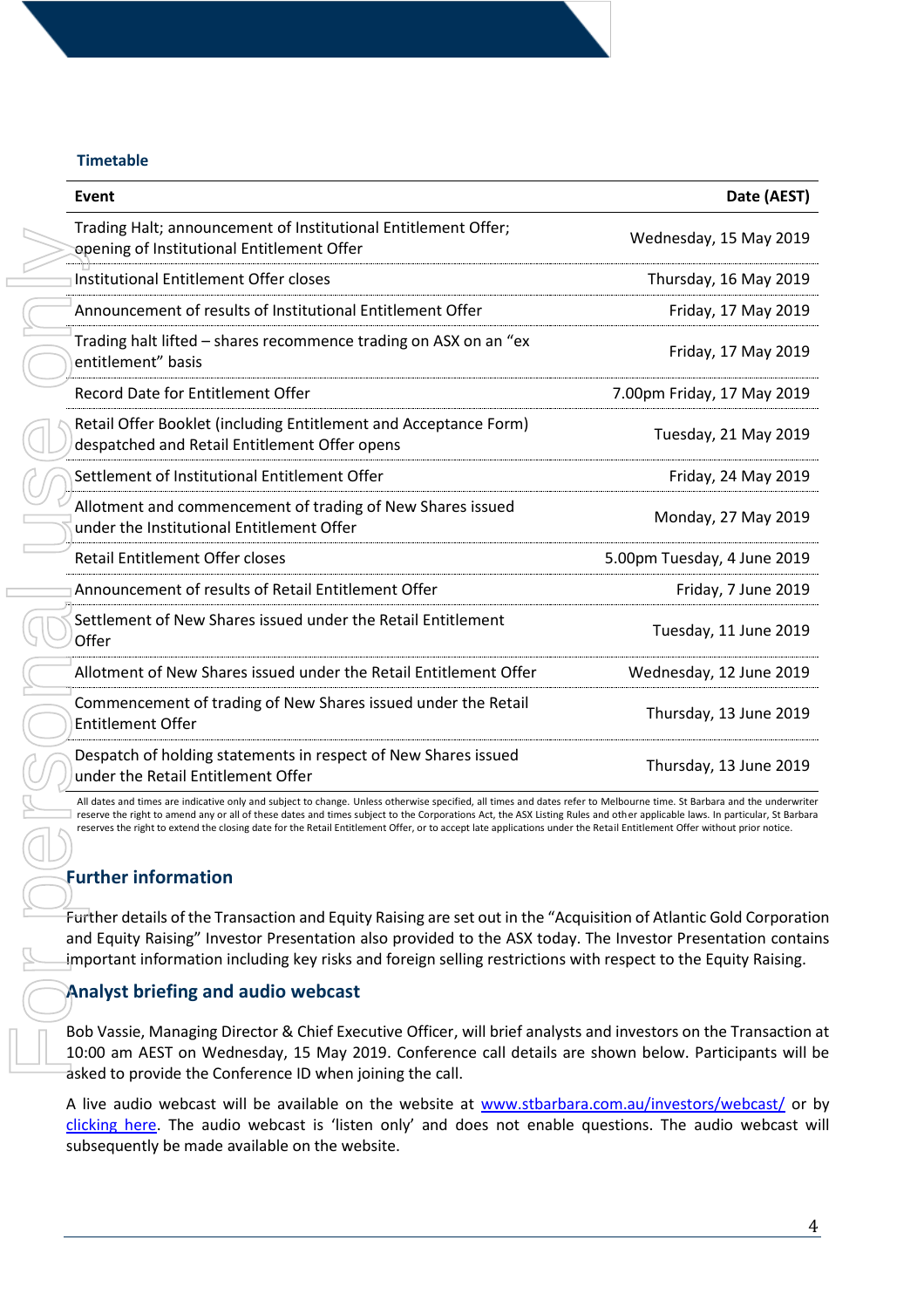### Timetable

| Event | Date (AEST) |
|---|---|
| Trading Halt; announcement of Institutional Entitlement Offer; opening of Institutional Entitlement Offer | Wednesday, 15 May 2019 |
| Institutional Entitlement Offer closes | Thursday, 16 May 2019 |
| Announcement of results of Institutional Entitlement Offer | Friday, 17 May 2019 |
| Trading halt lifted – shares recommence trading on ASX on an "ex entitlement" basis | Friday, 17 May 2019 |
| Record Date for Entitlement Offer | 7.00pm Friday, 17 May 2019 |
| Retail Offer Booklet (including Entitlement and Acceptance Form) despatched and Retail Entitlement Offer opens | Tuesday, 21 May 2019 |
| Settlement of Institutional Entitlement Offer | Friday, 24 May 2019 |
| Allotment and commencement of trading of New Shares issued under the Institutional Entitlement Offer | Monday, 27 May 2019 |
| Retail Entitlement Offer closes | 5.00pm Tuesday, 4 June 2019 |
| Announcement of results of Retail Entitlement Offer | Friday, 7 June 2019 |
| Settlement of New Shares issued under the Retail Entitlement Offer | Tuesday, 11 June 2019 |
| Allotment of New Shares issued under the Retail Entitlement Offer | Wednesday, 12 June 2019 |
| Commencement of trading of New Shares issued under the Retail Entitlement Offer | Thursday, 13 June 2019 |
| Despatch of holding statements in respect of New Shares issued under the Retail Entitlement Offer | Thursday, 13 June 2019 |

All dates and times are indicative only and subject to change. Unless otherwise specified, all times and dates refer to Melbourne time. St Barbara and the underwriter reserve the right to amend any or all of these dates and times subject to the Corporations Act, the ASX Listing Rules and other applicable laws. In particular, St Barbara reserves the right to extend the closing date for the Retail Entitlement Offer, or to accept late applications under the Retail Entitlement Offer without prior notice.

## Further information

Further details of the Transaction and Equity Raising are set out in the "Acquisition of Atlantic Gold Corporation and Equity Raising" Investor Presentation also provided to the ASX today. The Investor Presentation contains important information including key risks and foreign selling restrictions with respect to the Equity Raising.

## Analyst briefing and audio webcast

Bob Vassie, Managing Director & Chief Executive Officer, will brief analysts and investors on the Transaction at 10:00 am AEST on Wednesday, 15 May 2019. Conference call details are shown below. Participants will be asked to provide the Conference ID when joining the call.

A live audio webcast will be available on the website at www.stbarbara.com.au/investors/webcast/ or by clicking here. The audio webcast is 'listen only' and does not enable questions. The audio webcast will subsequently be made available on the website.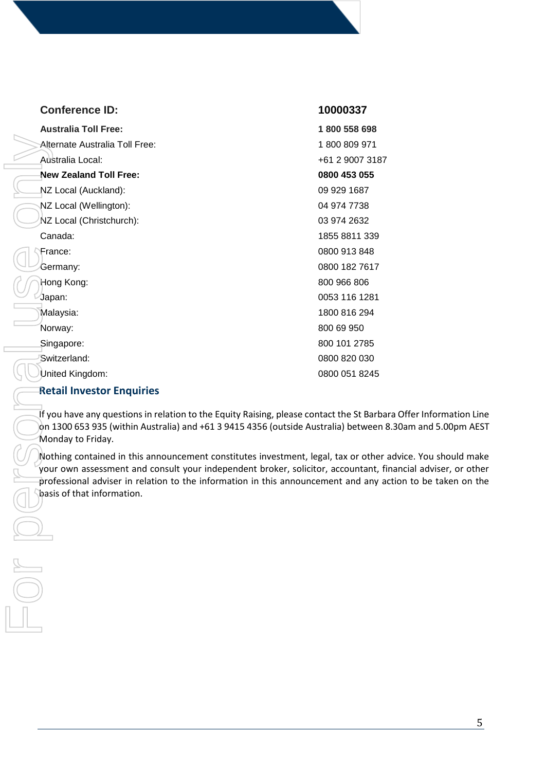| **Conference ID:** | **10000337** |
| --- | --- |
| **Australia Toll Free:** | **1 800 558 698** |
| Alternate Australia Toll Free: | 1 800 809 971 |
| Australia Local: | +61 2 9007 3187 |
| **New Zealand Toll Free:** | **0800 453 055** |
| NZ Local (Auckland): | 09 929 1687 |
| NZ Local (Wellington): | 04 974 7738 |
| NZ Local (Christchurch): | 03 974 2632 |
| Canada: | 1855 8811 339 |
| France: | 0800 913 848 |
| Germany: | 0800 182 7617 |
| Hong Kong: | 800 966 806 |
| Japan: | 0053 116 1281 |
| Malaysia: | 1800 816 294 |
| Norway: | 800 69 950 |
| Singapore: | 800 101 2785 |
| Switzerland: | 0800 820 030 |
| United Kingdom: | 0800 051 8245 |

## Retail Investor Enquiries

If you have any questions in relation to the Equity Raising, please contact the St Barbara Offer Information Line on 1300 653 935 (within Australia) and +61 3 9415 4356 (outside Australia) between 8.30am and 5.00pm AEST Monday to Friday.

Nothing contained in this announcement constitutes investment, legal, tax or other advice. You should make your own assessment and consult your independent broker, solicitor, accountant, financial adviser, or other professional adviser in relation to the information in this announcement and any action to be taken on the basis of that information.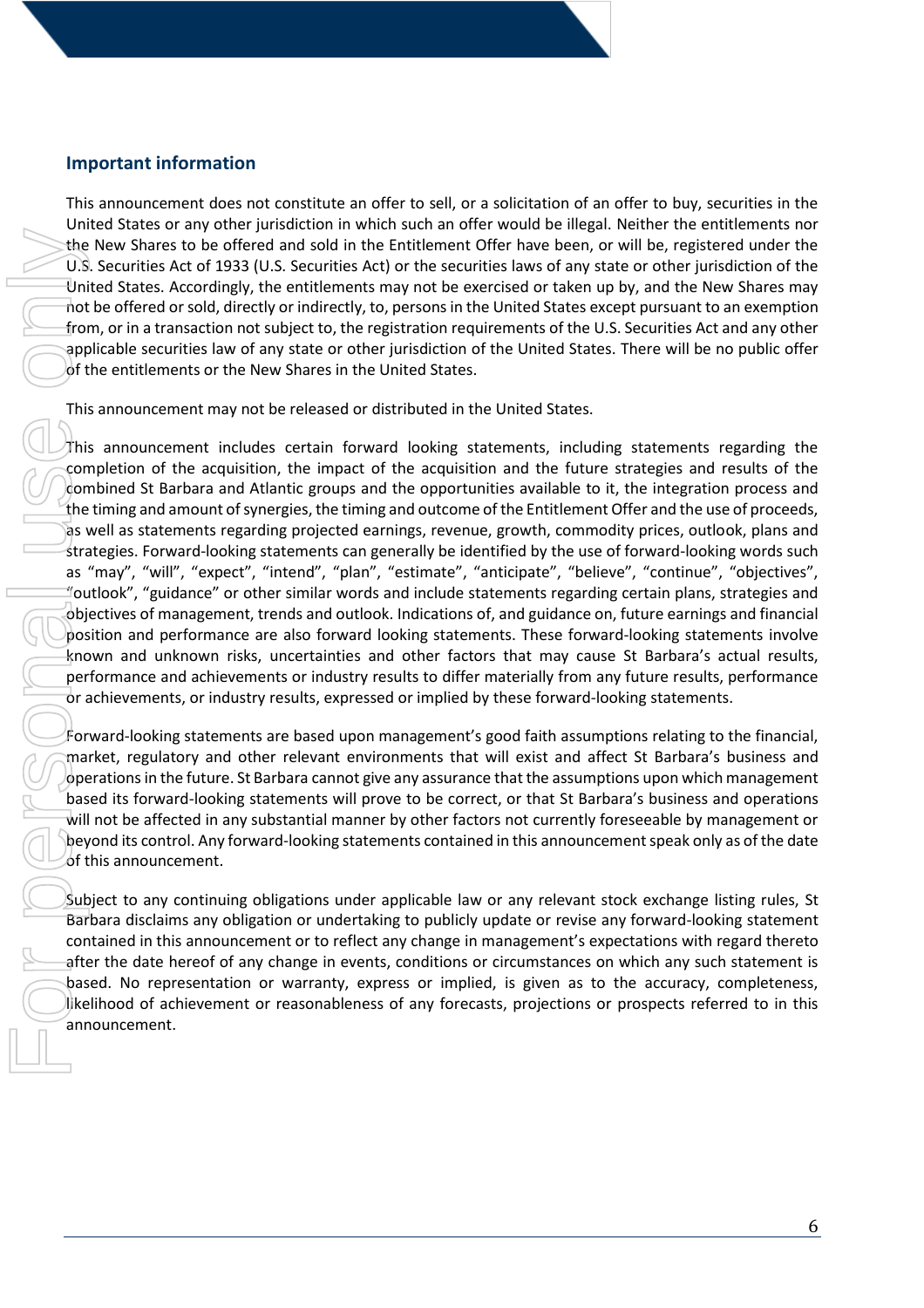## Important information

This announcement does not constitute an offer to sell, or a solicitation of an offer to buy, securities in the United States or any other jurisdiction in which such an offer would be illegal. Neither the entitlements nor the New Shares to be offered and sold in the Entitlement Offer have been, or will be, registered under the U.S. Securities Act of 1933 (U.S. Securities Act) or the securities laws of any state or other jurisdiction of the United States. Accordingly, the entitlements may not be exercised or taken up by, and the New Shares may not be offered or sold, directly or indirectly, to, persons in the United States except pursuant to an exemption from, or in a transaction not subject to, the registration requirements of the U.S. Securities Act and any other applicable securities law of any state or other jurisdiction of the United States. There will be no public offer of the entitlements or the New Shares in the United States.

This announcement may not be released or distributed in the United States.

This announcement includes certain forward looking statements, including statements regarding the completion of the acquisition, the impact of the acquisition and the future strategies and results of the combined St Barbara and Atlantic groups and the opportunities available to it, the integration process and the timing and amount of synergies, the timing and outcome of the Entitlement Offer and the use of proceeds, as well as statements regarding projected earnings, revenue, growth, commodity prices, outlook, plans and strategies. Forward-looking statements can generally be identified by the use of forward-looking words such as "may", "will", "expect", "intend", "plan", "estimate", "anticipate", "believe", "continue", "objectives", "outlook", "guidance" or other similar words and include statements regarding certain plans, strategies and objectives of management, trends and outlook. Indications of, and guidance on, future earnings and financial position and performance are also forward looking statements. These forward-looking statements involve known and unknown risks, uncertainties and other factors that may cause St Barbara's actual results, performance and achievements or industry results to differ materially from any future results, performance or achievements, or industry results, expressed or implied by these forward-looking statements.

Forward-looking statements are based upon management's good faith assumptions relating to the financial, market, regulatory and other relevant environments that will exist and affect St Barbara's business and operations in the future. St Barbara cannot give any assurance that the assumptions upon which management based its forward-looking statements will prove to be correct, or that St Barbara's business and operations will not be affected in any substantial manner by other factors not currently foreseeable by management or beyond its control. Any forward-looking statements contained in this announcement speak only as of the date of this announcement.

Subject to any continuing obligations under applicable law or any relevant stock exchange listing rules, St Barbara disclaims any obligation or undertaking to publicly update or revise any forward-looking statement contained in this announcement or to reflect any change in management's expectations with regard thereto after the date hereof of any change in events, conditions or circumstances on which any such statement is based. No representation or warranty, express or implied, is given as to the accuracy, completeness, likelihood of achievement or reasonableness of any forecasts, projections or prospects referred to in this announcement.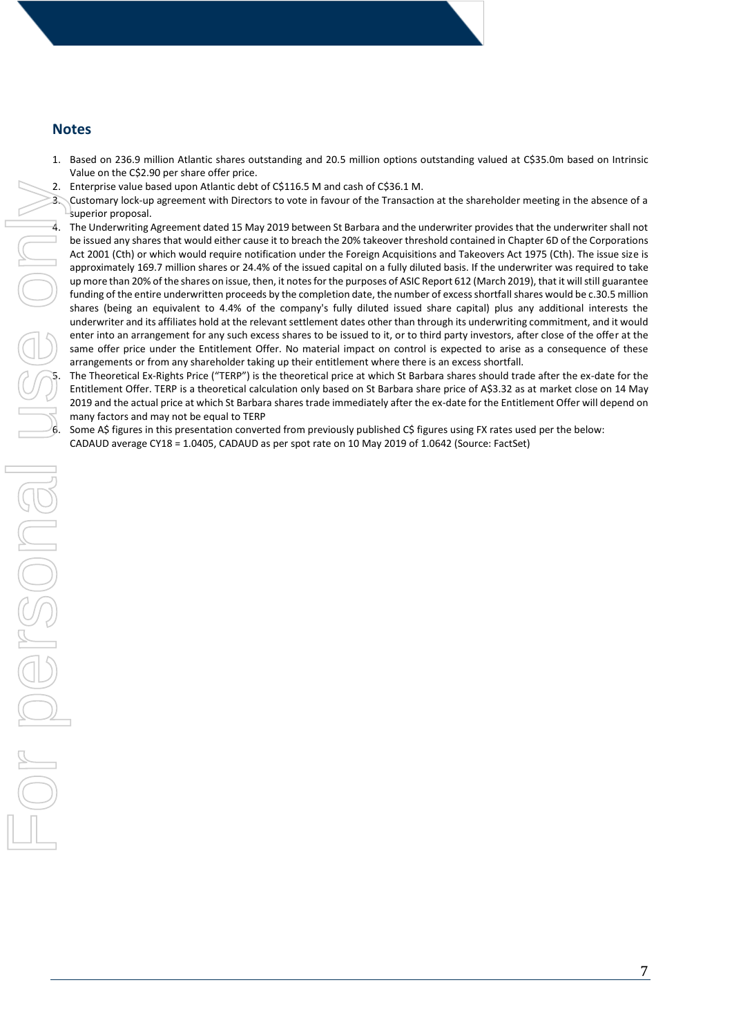## Notes

1. Based on 236.9 million Atlantic shares outstanding and 20.5 million options outstanding valued at C$35.0m based on Intrinsic Value on the C$2.90 per share offer price.
2. Enterprise value based upon Atlantic debt of C$116.5 M and cash of C$36.1 M.
3. Customary lock-up agreement with Directors to vote in favour of the Transaction at the shareholder meeting in the absence of a superior proposal.
4. The Underwriting Agreement dated 15 May 2019 between St Barbara and the underwriter provides that the underwriter shall not be issued any shares that would either cause it to breach the 20% takeover threshold contained in Chapter 6D of the Corporations Act 2001 (Cth) or which would require notification under the Foreign Acquisitions and Takeovers Act 1975 (Cth). The issue size is approximately 169.7 million shares or 24.4% of the issued capital on a fully diluted basis. If the underwriter was required to take up more than 20% of the shares on issue, then, it notes for the purposes of ASIC Report 612 (March 2019), that it will still guarantee funding of the entire underwritten proceeds by the completion date, the number of excess shortfall shares would be c.30.5 million shares (being an equivalent to 4.4% of the company's fully diluted issued share capital) plus any additional interests the underwriter and its affiliates hold at the relevant settlement dates other than through its underwriting commitment, and it would enter into an arrangement for any such excess shares to be issued to it, or to third party investors, after close of the offer at the same offer price under the Entitlement Offer. No material impact on control is expected to arise as a consequence of these arrangements or from any shareholder taking up their entitlement where there is an excess shortfall.
5. The Theoretical Ex-Rights Price ("TERP") is the theoretical price at which St Barbara shares should trade after the ex-date for the Entitlement Offer. TERP is a theoretical calculation only based on St Barbara share price of A$3.32 as at market close on 14 May 2019 and the actual price at which St Barbara shares trade immediately after the ex-date for the Entitlement Offer will depend on many factors and may not be equal to TERP
6. Some A$ figures in this presentation converted from previously published C$ figures using FX rates used per the below: CADAUD average CY18 = 1.0405, CADAUD as per spot rate on 10 May 2019 of 1.0642 (Source: FactSet)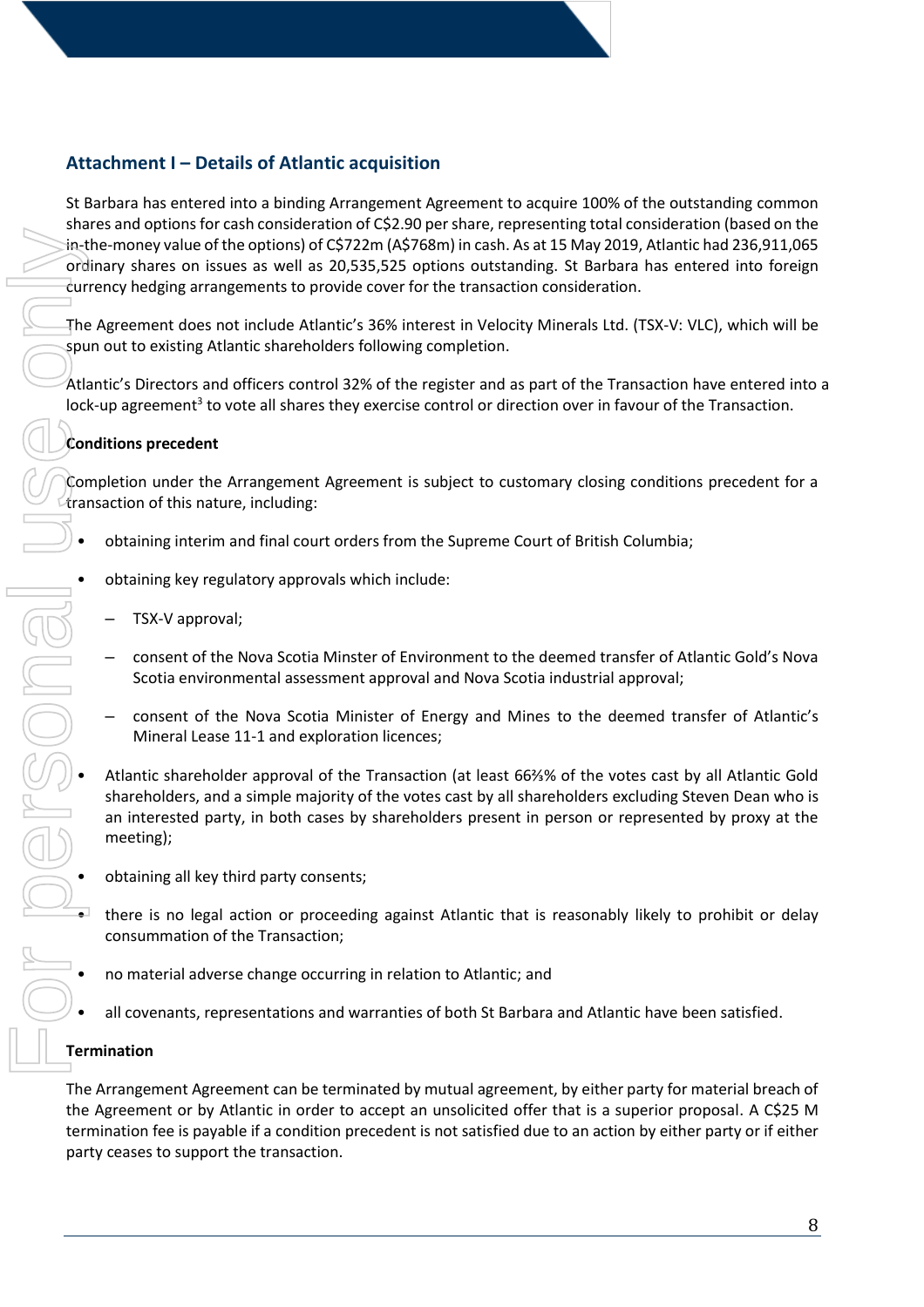## Attachment I – Details of Atlantic acquisition

St Barbara has entered into a binding Arrangement Agreement to acquire 100% of the outstanding common shares and options for cash consideration of C$2.90 per share, representing total consideration (based on the in-the-money value of the options) of C$722m (A$768m) in cash. As at 15 May 2019, Atlantic had 236,911,065 ordinary shares on issues as well as 20,535,525 options outstanding. St Barbara has entered into foreign currency hedging arrangements to provide cover for the transaction consideration.

The Agreement does not include Atlantic's 36% interest in Velocity Minerals Ltd. (TSX-V: VLC), which will be spun out to existing Atlantic shareholders following completion.

Atlantic's Directors and officers control 32% of the register and as part of the Transaction have entered into a lock-up agreement[3] to vote all shares they exercise control or direction over in favour of the Transaction.

**Conditions precedent**

Completion under the Arrangement Agreement is subject to customary closing conditions precedent for a transaction of this nature, including:

- obtaining interim and final court orders from the Supreme Court of British Columbia;
- obtaining key regulatory approvals which include:
  - TSX-V approval;
  - consent of the Nova Scotia Minster of Environment to the deemed transfer of Atlantic Gold's Nova Scotia environmental assessment approval and Nova Scotia industrial approval;
  - consent of the Nova Scotia Minister of Energy and Mines to the deemed transfer of Atlantic's Mineral Lease 11-1 and exploration licences;
- Atlantic shareholder approval of the Transaction (at least 66⅔% of the votes cast by all Atlantic Gold shareholders, and a simple majority of the votes cast by all shareholders excluding Steven Dean who is an interested party, in both cases by shareholders present in person or represented by proxy at the meeting);
- obtaining all key third party consents;
- there is no legal action or proceeding against Atlantic that is reasonably likely to prohibit or delay consummation of the Transaction;
- no material adverse change occurring in relation to Atlantic; and
- all covenants, representations and warranties of both St Barbara and Atlantic have been satisfied.

**Termination**

The Arrangement Agreement can be terminated by mutual agreement, by either party for material breach of the Agreement or by Atlantic in order to accept an unsolicited offer that is a superior proposal. A C$25 M termination fee is payable if a condition precedent is not satisfied due to an action by either party or if either party ceases to support the transaction.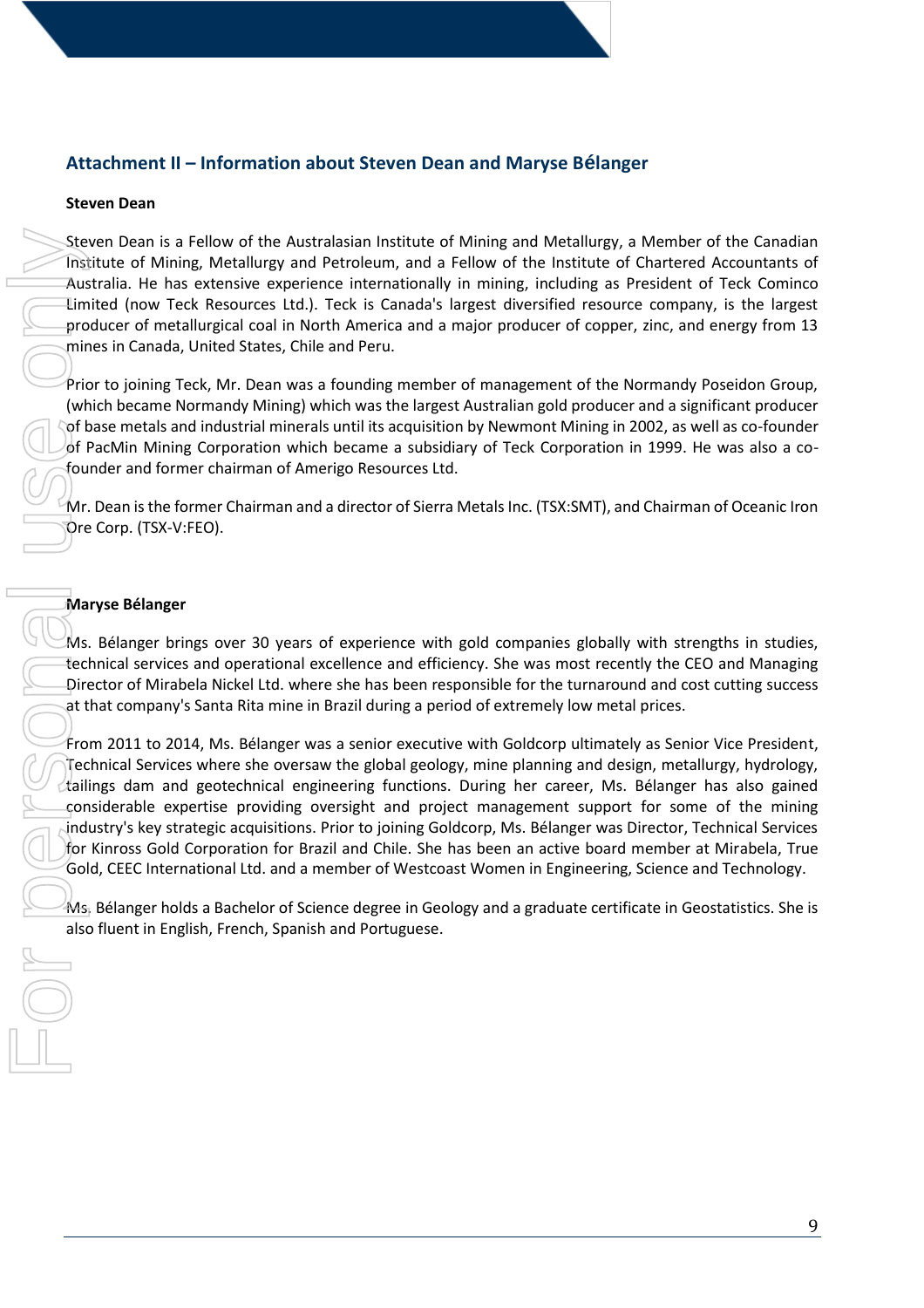## Attachment II – Information about Steven Dean and Maryse Bélanger

**Steven Dean**

Steven Dean is a Fellow of the Australasian Institute of Mining and Metallurgy, a Member of the Canadian Institute of Mining, Metallurgy and Petroleum, and a Fellow of the Institute of Chartered Accountants of Australia. He has extensive experience internationally in mining, including as President of Teck Cominco Limited (now Teck Resources Ltd.). Teck is Canada's largest diversified resource company, is the largest producer of metallurgical coal in North America and a major producer of copper, zinc, and energy from 13 mines in Canada, United States, Chile and Peru.

Prior to joining Teck, Mr. Dean was a founding member of management of the Normandy Poseidon Group, (which became Normandy Mining) which was the largest Australian gold producer and a significant producer of base metals and industrial minerals until its acquisition by Newmont Mining in 2002, as well as co-founder of PacMin Mining Corporation which became a subsidiary of Teck Corporation in 1999. He was also a co-founder and former chairman of Amerigo Resources Ltd.

Mr. Dean is the former Chairman and a director of Sierra Metals Inc. (TSX:SMT), and Chairman of Oceanic Iron Ore Corp. (TSX-V:FEO).

**Maryse Bélanger**

Ms. Bélanger brings over 30 years of experience with gold companies globally with strengths in studies, technical services and operational excellence and efficiency. She was most recently the CEO and Managing Director of Mirabela Nickel Ltd. where she has been responsible for the turnaround and cost cutting success at that company's Santa Rita mine in Brazil during a period of extremely low metal prices.

From 2011 to 2014, Ms. Bélanger was a senior executive with Goldcorp ultimately as Senior Vice President, Technical Services where she oversaw the global geology, mine planning and design, metallurgy, hydrology, tailings dam and geotechnical engineering functions. During her career, Ms. Bélanger has also gained considerable expertise providing oversight and project management support for some of the mining industry's key strategic acquisitions. Prior to joining Goldcorp, Ms. Bélanger was Director, Technical Services for Kinross Gold Corporation for Brazil and Chile. She has been an active board member at Mirabela, True Gold, CEEC International Ltd. and a member of Westcoast Women in Engineering, Science and Technology.

Ms. Bélanger holds a Bachelor of Science degree in Geology and a graduate certificate in Geostatistics. She is also fluent in English, French, Spanish and Portuguese.